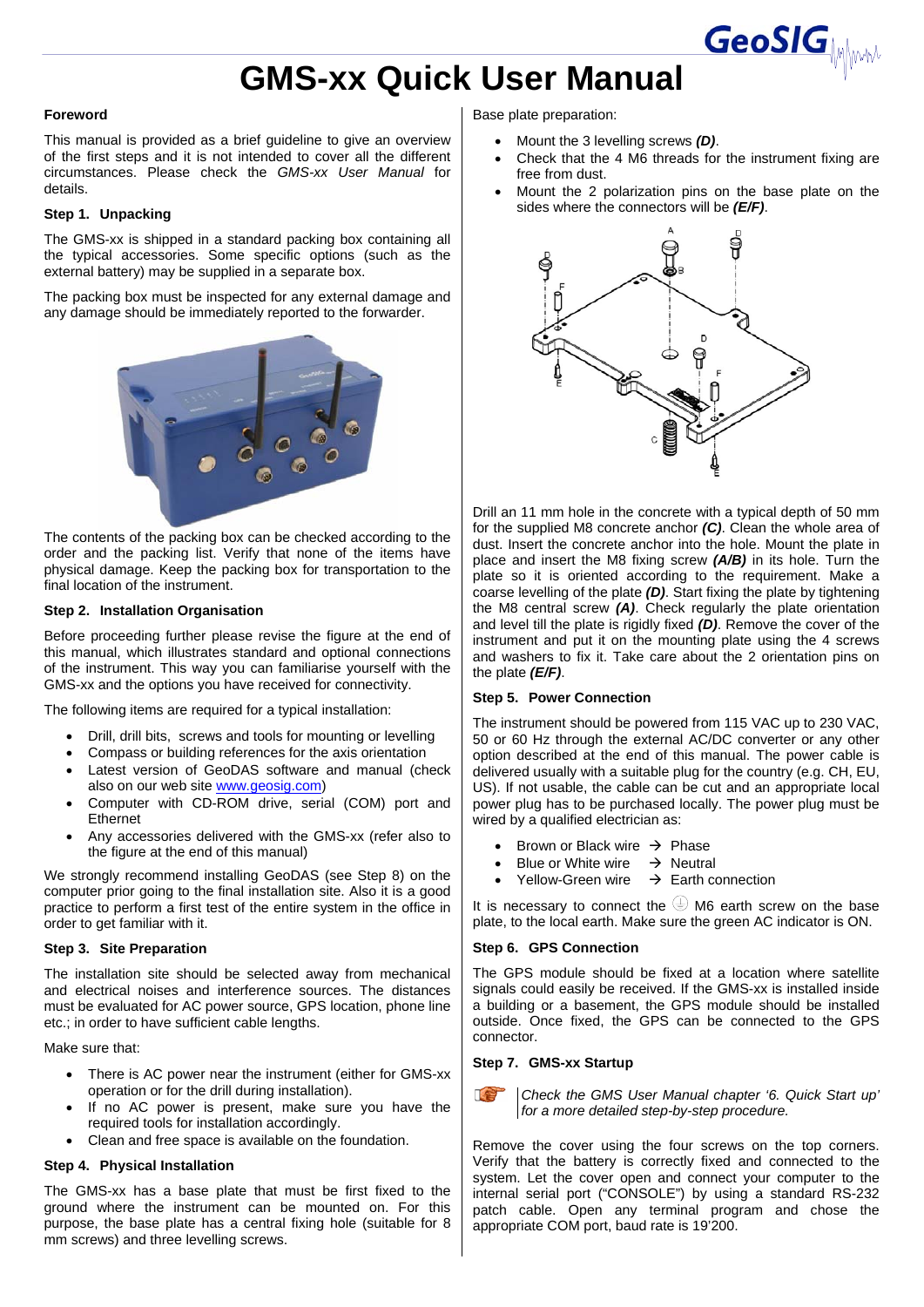# GMS-xx Quick User Manual

### Foreword

This manual is provided as a brief guideline to give an overview of the first steps and it is not intended to cover all the different circumstances. Please check the *GMS-xx User Manual* for details.

### Step 1. Unpacking

The GMS-xx is shipped in a standard packing box containing all the typical accessories. Some specific options (such as the external battery) may be supplied in a separate box.

The packing box must be inspected for any external damage and any damage should be immediately reported to the forwarder.

The contents of the packing box can be checked according to the order and the packing list. Verify that none of the items have physical damage. Keep the packing box for transportation to the final location of the instrument.

### Step 2. Installation Organisation

Before proceeding further please revise the figure at the end of this manual, which illustrates standard and optional connections of the instrument. This way you can familiarise yourself with the GMS-xx and the options you have received for connectivity.

The following items are required for a typical installation:

- Drill, drill bits, screws and tools for mounting or levelling
- Compass or building references for the axis orientation
- Latest version of GeoDAS software and manual (check also on our web site www.geosig.com)
- Computer with CD-ROM drive, serial (COM) port and Ethernet
- Any accessories delivered with the GMS-xx (refer also to the figure at the end of this manual)

We strongly recommend installing GeoDAS (see Step 8) on the computer prior going to the final installation site. Also it is a good practice to perform a first test of the entire system in the office in order to get familiar with it.

### Step 3. Site Preparation

The installation site should be selected away from mechanical and electrical noises and interference sources. The distances must be evaluated for AC power source, GPS location, phone line etc.; in order to have sufficient cable lengths.

Make sure that:

- There is AC power near the instrument (either for GMS-xx operation or for the drill during installation).
- If no AC power is present, make sure you have the required tools for installation accordingly.
- Clean and free space is available on the foundation.

### Step 4. Physical Installation

The GMS-xx has a base plate that must be first fixed to the ground where the instrument can be mounted on. For this purpose, the base plate has a central fixing hole (suitable for 8 mm screws) and three levelling screws.

Base plate preparation:

- Mount the 3 levelling screws ***(D)***.
- Check that the 4 M6 threads for the instrument fixing are free from dust.
- Mount the 2 polarization pins on the base plate on the sides where the connectors will be ***(E/F)***.

Drill an 11 mm hole in the concrete with a typical depth of 50 mm for the supplied M8 concrete anchor ***(C)***. Clean the whole area of dust. Insert the concrete anchor into the hole. Mount the plate in place and insert the M8 fixing screw ***(A/B)*** in its hole. Turn the plate so it is oriented according to the requirement. Make a coarse levelling of the plate ***(D)***. Start fixing the plate by tightening the M8 central screw ***(A)***. Check regularly the plate orientation and level till the plate is rigidly fixed ***(D)***. Remove the cover of the instrument and put it on the mounting plate using the 4 screws and washers to fix it. Take care about the 2 orientation pins on the plate ***(E/F)***.

### Step 5. Power Connection

The instrument should be powered from 115 VAC up to 230 VAC, 50 or 60 Hz through the external AC/DC converter or any other option described at the end of this manual. The power cable is delivered usually with a suitable plug for the country (e.g. CH, EU, US). If not usable, the cable can be cut and an appropriate local power plug has to be purchased locally. The power plug must be wired by a qualified electrician as:

- Brown or Black wire → Phase
- Blue or White wire → Neutral
- Yellow-Green wire → Earth connection

It is necessary to connect the ⏚ M6 earth screw on the base plate, to the local earth. Make sure the green AC indicator is ON.

### Step 6. GPS Connection

The GPS module should be fixed at a location where satellite signals could easily be received. If the GMS-xx is installed inside a building or a basement, the GPS module should be installed outside. Once fixed, the GPS can be connected to the GPS connector.

### Step 7. GMS-xx Startup

*Check the GMS User Manual chapter '6. Quick Start up' for a more detailed step-by-step procedure.*

Remove the cover using the four screws on the top corners. Verify that the battery is correctly fixed and connected to the system. Let the cover open and connect your computer to the internal serial port ("CONSOLE") by using a standard RS-232 patch cable. Open any terminal program and chose the appropriate COM port, baud rate is 19'200.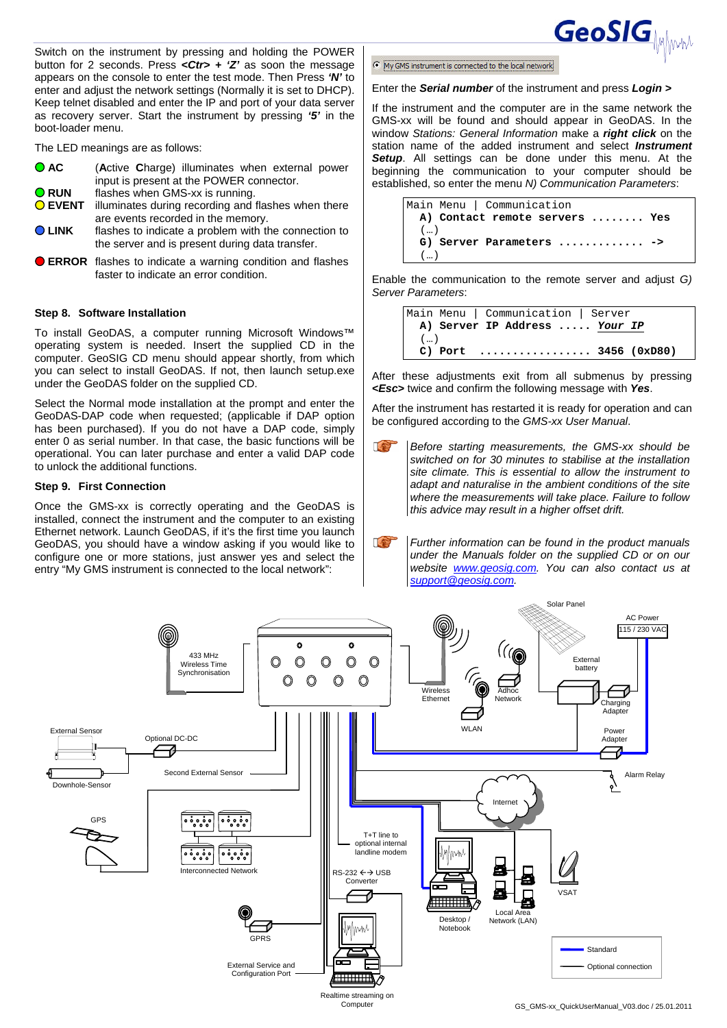Switch on the instrument by pressing and holding the POWER button for 2 seconds. Press ***<Ctr> + 'Z'*** as soon the message appears on the console to enter the test mode. Then Press ***'N'*** to enter and adjust the network settings (Normally it is set to DHCP). Keep telnet disabled and enter the IP and port of your data server as recovery server. Start the instrument by pressing ***'5'*** in the boot-loader menu.

The LED meanings are as follows:

- **AC** — (**A**ctive **C**harge) illuminates when external power input is present at the POWER connector.
- **RUN** — flashes when GMS-xx is running.
- **EVENT** — illuminates during recording and flashes when there are events recorded in the memory.
- **LINK** — flashes to indicate a problem with the connection to the server and is present during data transfer.
- **ERROR** — flashes to indicate a warning condition and flashes faster to indicate an error condition.

### Step 8. Software Installation

To install GeoDAS, a computer running Microsoft Windows™ operating system is needed. Insert the supplied CD in the computer. GeoSIG CD menu should appear shortly, from which you can select to install GeoDAS. If not, then launch setup.exe under the GeoDAS folder on the supplied CD.

Select the Normal mode installation at the prompt and enter the GeoDAS-DAP code when requested; (applicable if DAP option has been purchased). If you do not have a DAP code, simply enter 0 as serial number. In that case, the basic functions will be operational. You can later purchase and enter a valid DAP code to unlock the additional functions.

### Step 9. First Connection

Once the GMS-xx is correctly operating and the GeoDAS is installed, connect the instrument and the computer to an existing Ethernet network. Launch GeoDAS, if it's the first time you launch GeoDAS, you should have a window asking if you would like to configure one or more stations, just answer yes and select the entry "My GMS instrument is connected to the local network":

My GMS instrument is connected to the local network

Enter the ***Serial number*** of the instrument and press ***Login >***

If the instrument and the computer are in the same network the GMS-xx will be found and should appear in GeoDAS. In the window *Stations: General Information* make a ***right click*** on the station name of the added instrument and select ***Instrument Setup***. All settings can be done under this menu. At the beginning the communication to your computer should be established, so enter the menu *N) Communication Parameters*:

```
Main Menu | Communication
  A) Contact remote servers ........ Yes
  (…)
  G) Server Parameters ............. ->
  (…)
```

Enable the communication to the remote server and adjust *G) Server Parameters*:

```
Main Menu | Communication | Server
  A) Server IP Address ..... Your IP
  (…)
  C) Port ................. 3456 (0xD80)
```

After these adjustments exit from all submenus by pressing ***<Esc>*** twice and confirm the following message with ***Yes***.

After the instrument has restarted it is ready for operation and can be configured according to the *GMS-xx User Manual*.

*Before starting measurements, the GMS-xx should be switched on for 30 minutes to stabilise at the installation site climate. This is essential to allow the instrument to adapt and naturalise in the ambient conditions of the site where the measurements will take place. Failure to follow this advice may result in a higher offset drift.*

*Further information can be found in the product manuals under the Manuals folder on the supplied CD or on our website [www.geosig.com](http://www.geosig.com). You can also contact us at [support@geosig.com](mailto:support@geosig.com).*

433 MHz Wireless Time Synchronisation
Wireless Ethernet
Adhoc Network
WLAN
Solar Panel
External battery
AC Power
115 / 230 VAC
Charging Adapter
Power Adapter
Alarm Relay
External Sensor
Optional DC-DC
Second External Sensor
Downhole-Sensor
GPS
Interconnected Network
T+T line to optional internal landline modem
RS-232 ↔ USB Converter
Internet
Desktop / Notebook
Local Area Network (LAN)
VSAT
GPRS
External Service and Configuration Port
Realtime streaming on Computer
Standard
Optional connection